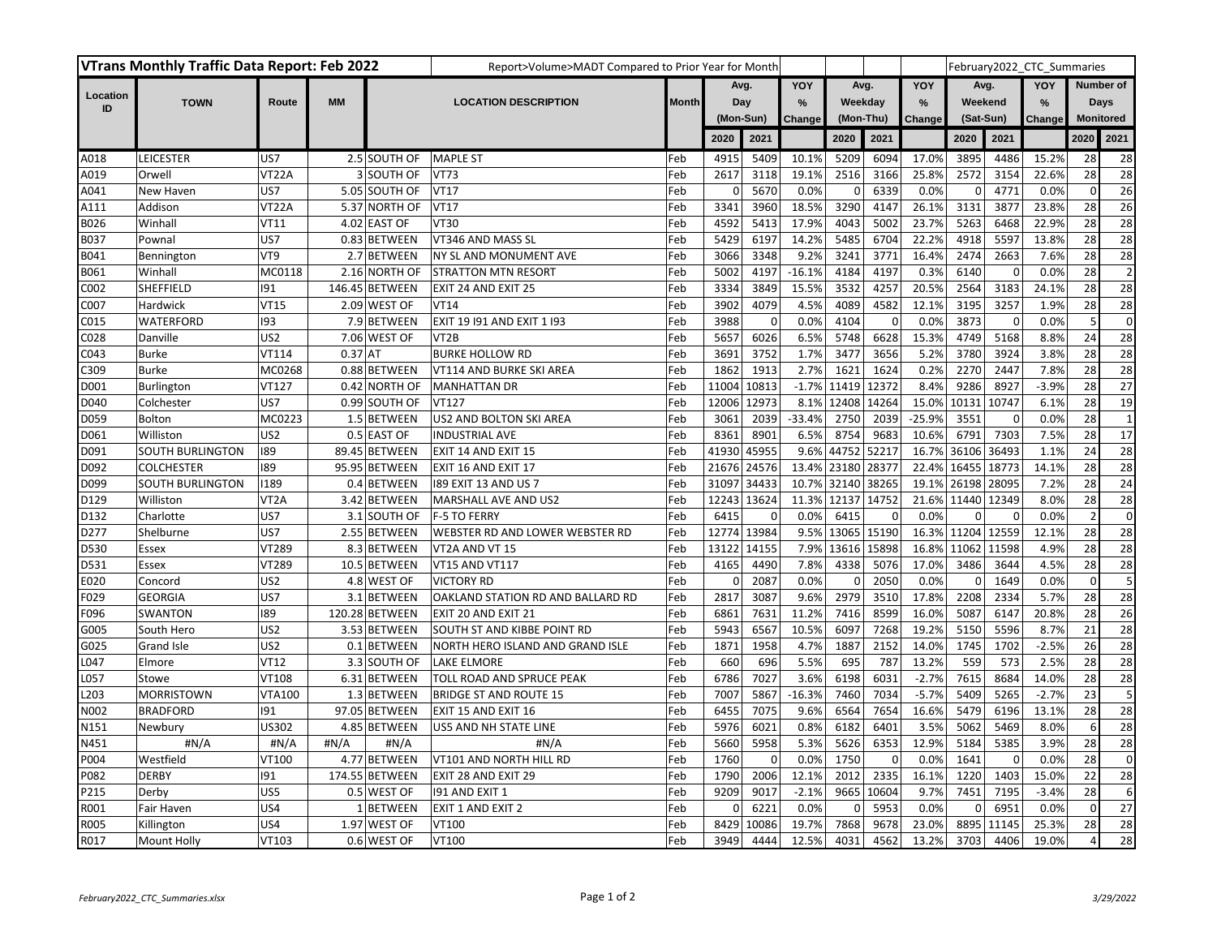| VTrans Monthly Traffic Data Report: Feb 2022 | | | | Report>Volume>MADT Compared to Prior Year for Month | | | | | | | | | February2022_CTC_Summaries | | | | |
|---|---|---|---|---|---|---|---|---|---|---|---|---|---|---|---|---|---|
| Location ID | TOWN | Route | MM | LOCATION DESCRIPTION | | Month | Avg. Day (Mon-Sun) | | YOY % Change | Avg. Weekday (Mon-Thu) | | YOY % Change | Avg. Weekend (Sat-Sun) | | YOY % Change | Number of Days Monitored | |
| | | | | | | | 2020 | 2021 | | 2020 | 2021 | | 2020 | 2021 | | 2020 | 2021 |
| A018 | LEICESTER | US7 | 2.5 | SOUTH OF | MAPLE ST | Feb | 4915 | 5409 | 10.1% | 5209 | 6094 | 17.0% | 3895 | 4486 | 15.2% | 28 | 28 |
| A019 | Orwell | VT22A | 3 | SOUTH OF | VT73 | Feb | 2617 | 3118 | 19.1% | 2516 | 3166 | 25.8% | 2572 | 3154 | 22.6% | 28 | 28 |
| A041 | New Haven | US7 | 5.05 | SOUTH OF | VT17 | Feb | 0 | 5670 | 0.0% | 0 | 6339 | 0.0% | 0 | 4771 | 0.0% | 0 | 26 |
| A111 | Addison | VT22A | 5.37 | NORTH OF | VT17 | Feb | 3341 | 3960 | 18.5% | 3290 | 4147 | 26.1% | 3131 | 3877 | 23.8% | 28 | 26 |
| B026 | Winhall | VT11 | 4.02 | EAST OF | VT30 | Feb | 4592 | 5413 | 17.9% | 4043 | 5002 | 23.7% | 5263 | 6468 | 22.9% | 28 | 28 |
| B037 | Pownal | US7 | 0.83 | BETWEEN | VT346 AND MASS SL | Feb | 5429 | 6197 | 14.2% | 5485 | 6704 | 22.2% | 4918 | 5597 | 13.8% | 28 | 28 |
| B041 | Bennington | VT9 | 2.7 | BETWEEN | NY SL AND MONUMENT AVE | Feb | 3066 | 3348 | 9.2% | 3241 | 3771 | 16.4% | 2474 | 2663 | 7.6% | 28 | 28 |
| B061 | Winhall | MC0118 | 2.16 | NORTH OF | STRATTON MTN RESORT | Feb | 5002 | 4197 | -16.1% | 4184 | 4197 | 0.3% | 6140 | 0 | 0.0% | 28 | 2 |
| C002 | SHEFFIELD | I91 | 146.45 | BETWEEN | EXIT 24 AND EXIT 25 | Feb | 3334 | 3849 | 15.5% | 3532 | 4257 | 20.5% | 2564 | 3183 | 24.1% | 28 | 28 |
| C007 | Hardwick | VT15 | 2.09 | WEST OF | VT14 | Feb | 3902 | 4079 | 4.5% | 4089 | 4582 | 12.1% | 3195 | 3257 | 1.9% | 28 | 28 |
| C015 | WATERFORD | I93 | 7.9 | BETWEEN | EXIT 19 I91 AND EXIT 1 I93 | Feb | 3988 | 0 | 0.0% | 4104 | 0 | 0.0% | 3873 | 0 | 0.0% | 5 | 0 |
| C028 | Danville | US2 | 7.06 | WEST OF | VT2B | Feb | 5657 | 6026 | 6.5% | 5748 | 6628 | 15.3% | 4749 | 5168 | 8.8% | 24 | 28 |
| C043 | Burke | VT114 | 0.37 | AT | BURKE HOLLOW RD | Feb | 3691 | 3752 | 1.7% | 3477 | 3656 | 5.2% | 3780 | 3924 | 3.8% | 28 | 28 |
| C309 | Burke | MC0268 | 0.88 | BETWEEN | VT114 AND BURKE SKI AREA | Feb | 1862 | 1913 | 2.7% | 1621 | 1624 | 0.2% | 2270 | 2447 | 7.8% | 28 | 28 |
| D001 | Burlington | VT127 | 0.42 | NORTH OF | MANHATTAN DR | Feb | 11004 | 10813 | -1.7% | 11419 | 12372 | 8.4% | 9286 | 8927 | -3.9% | 28 | 27 |
| D040 | Colchester | US7 | 0.99 | SOUTH OF | VT127 | Feb | 12006 | 12973 | 8.1% | 12408 | 14264 | 15.0% | 10131 | 10747 | 6.1% | 28 | 19 |
| D059 | Bolton | MC0223 | 1.5 | BETWEEN | US2 AND BOLTON SKI AREA | Feb | 3061 | 2039 | -33.4% | 2750 | 2039 | -25.9% | 3551 | 0 | 0.0% | 28 | 1 |
| D061 | Williston | US2 | 0.5 | EAST OF | INDUSTRIAL AVE | Feb | 8361 | 8901 | 6.5% | 8754 | 9683 | 10.6% | 6791 | 7303 | 7.5% | 28 | 17 |
| D091 | SOUTH BURLINGTON | I89 | 89.45 | BETWEEN | EXIT 14 AND EXIT 15 | Feb | 41930 | 45955 | 9.6% | 44752 | 52217 | 16.7% | 36106 | 36493 | 1.1% | 24 | 28 |
| D092 | COLCHESTER | I89 | 95.95 | BETWEEN | EXIT 16 AND EXIT 17 | Feb | 21676 | 24576 | 13.4% | 23180 | 28377 | 22.4% | 16455 | 18773 | 14.1% | 28 | 28 |
| D099 | SOUTH BURLINGTON | I189 | 0.4 | BETWEEN | I89 EXIT 13 AND US 7 | Feb | 31097 | 34433 | 10.7% | 32140 | 38265 | 19.1% | 26198 | 28095 | 7.2% | 28 | 24 |
| D129 | Williston | VT2A | 3.42 | BETWEEN | MARSHALL AVE AND US2 | Feb | 12243 | 13624 | 11.3% | 12137 | 14752 | 21.6% | 11440 | 12349 | 8.0% | 28 | 28 |
| D132 | Charlotte | US7 | 3.1 | SOUTH OF | F-5 TO FERRY | Feb | 6415 | 0 | 0.0% | 6415 | 0 | 0.0% | 0 | 0 | 0.0% | 2 | 0 |
| D277 | Shelburne | US7 | 2.55 | BETWEEN | WEBSTER RD AND LOWER WEBSTER RD | Feb | 12774 | 13984 | 9.5% | 13065 | 15190 | 16.3% | 11204 | 12559 | 12.1% | 28 | 28 |
| D530 | Essex | VT289 | 8.3 | BETWEEN | VT2A AND VT 15 | Feb | 13122 | 14155 | 7.9% | 13616 | 15898 | 16.8% | 11062 | 11598 | 4.9% | 28 | 28 |
| D531 | Essex | VT289 | 10.5 | BETWEEN | VT15 AND VT117 | Feb | 4165 | 4490 | 7.8% | 4338 | 5076 | 17.0% | 3486 | 3644 | 4.5% | 28 | 28 |
| E020 | Concord | US2 | 4.8 | WEST OF | VICTORY RD | Feb | 0 | 2087 | 0.0% | 0 | 2050 | 0.0% | 0 | 1649 | 0.0% | 0 | 5 |
| F029 | GEORGIA | US7 | 3.1 | BETWEEN | OAKLAND STATION RD AND BALLARD RD | Feb | 2817 | 3087 | 9.6% | 2979 | 3510 | 17.8% | 2208 | 2334 | 5.7% | 28 | 28 |
| F096 | SWANTON | I89 | 120.28 | BETWEEN | EXIT 20 AND EXIT 21 | Feb | 6861 | 7631 | 11.2% | 7416 | 8599 | 16.0% | 5087 | 6147 | 20.8% | 28 | 26 |
| G005 | South Hero | US2 | 3.53 | BETWEEN | SOUTH ST AND KIBBE POINT RD | Feb | 5943 | 6567 | 10.5% | 6097 | 7268 | 19.2% | 5150 | 5596 | 8.7% | 21 | 28 |
| G025 | Grand Isle | US2 | 0.1 | BETWEEN | NORTH HERO ISLAND AND GRAND ISLE | Feb | 1871 | 1958 | 4.7% | 1887 | 2152 | 14.0% | 1745 | 1702 | -2.5% | 26 | 28 |
| L047 | Elmore | VT12 | 3.3 | SOUTH OF | LAKE ELMORE | Feb | 660 | 696 | 5.5% | 695 | 787 | 13.2% | 559 | 573 | 2.5% | 28 | 28 |
| L057 | Stowe | VT108 | 6.31 | BETWEEN | TOLL ROAD AND SPRUCE PEAK | Feb | 6786 | 7027 | 3.6% | 6198 | 6031 | -2.7% | 7615 | 8684 | 14.0% | 28 | 28 |
| L203 | MORRISTOWN | VTA100 | 1.3 | BETWEEN | BRIDGE ST AND ROUTE 15 | Feb | 7007 | 5867 | -16.3% | 7460 | 7034 | -5.7% | 5409 | 5265 | -2.7% | 23 | 5 |
| N002 | BRADFORD | I91 | 97.05 | BETWEEN | EXIT 15 AND EXIT 16 | Feb | 6455 | 7075 | 9.6% | 6564 | 7654 | 16.6% | 5479 | 6196 | 13.1% | 28 | 28 |
| N151 | Newbury | US302 | 4.85 | BETWEEN | US5 AND NH STATE LINE | Feb | 5976 | 6021 | 0.8% | 6182 | 6401 | 3.5% | 5062 | 5469 | 8.0% | 6 | 28 |
| N451 | #N/A | #N/A | #N/A | #N/A | #N/A | Feb | 5660 | 5958 | 5.3% | 5626 | 6353 | 12.9% | 5184 | 5385 | 3.9% | 28 | 28 |
| P004 | Westfield | VT100 | 4.77 | BETWEEN | VT101 AND NORTH HILL RD | Feb | 1760 | 0 | 0.0% | 1750 | 0 | 0.0% | 1641 | 0 | 0.0% | 28 | 0 |
| P082 | DERBY | I91 | 174.55 | BETWEEN | EXIT 28 AND EXIT 29 | Feb | 1790 | 2006 | 12.1% | 2012 | 2335 | 16.1% | 1220 | 1403 | 15.0% | 22 | 28 |
| P215 | Derby | US5 | 0.5 | WEST OF | I91 AND EXIT 1 | Feb | 9209 | 9017 | -2.1% | 9665 | 10604 | 9.7% | 7451 | 7195 | -3.4% | 28 | 6 |
| R001 | Fair Haven | US4 | 1 | BETWEEN | EXIT 1 AND EXIT 2 | Feb | 0 | 6221 | 0.0% | 0 | 5953 | 0.0% | 0 | 6951 | 0.0% | 0 | 27 |
| R005 | Killington | US4 | 1.97 | WEST OF | VT100 | Feb | 8429 | 10086 | 19.7% | 7868 | 9678 | 23.0% | 8895 | 11145 | 25.3% | 28 | 28 |
| R017 | Mount Holly | VT103 | 0.6 | WEST OF | VT100 | Feb | 3949 | 4444 | 12.5% | 4031 | 4562 | 13.2% | 3703 | 4406 | 19.0% | 4 | 28 |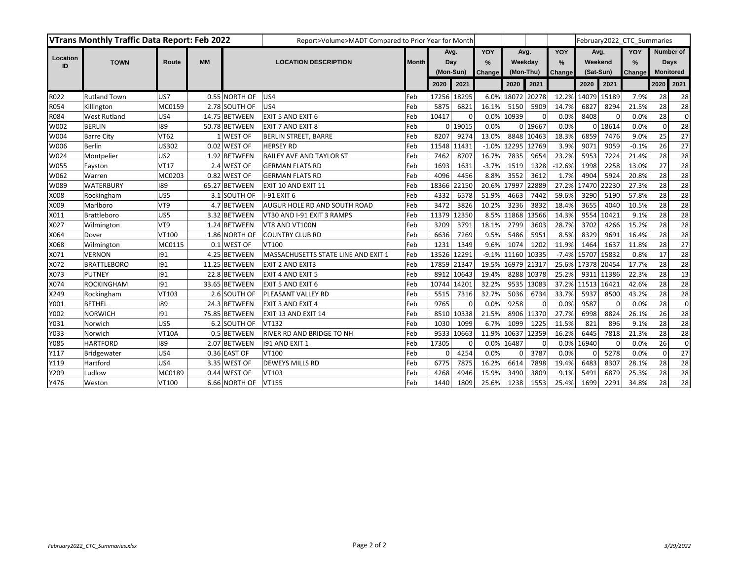| VTrans Monthly Traffic Data Report: Feb 2022 | | | | Report>Volume>MADT Compared to Prior Year for Month | | | | | | | | | | | | | | |
|---|---|---|---|---|---|---|---|---|---|---|---|---|---|---|---|---|---|---|
| Location ID | TOWN | Route | MM | LOCATION DESCRIPTION | | Month | Avg. Day (Mon-Sun) | | YOY % Change | Avg. Weekday (Mon-Thu) | | YOY % Change | Avg. Weekend (Sat-Sun) | | YOY % Change | Number of Days Monitored | |
| | | | | | | | 2020 | 2021 | | 2020 | 2021 | | 2020 | 2021 | | 2020 | 2021 |
| R022 | Rutland Town | US7 | 0.55 | NORTH OF | US4 | Feb | 17256 | 18295 | 6.0% | 18072 | 20278 | 12.2% | 14079 | 15189 | 7.9% | 28 | 28 |
| R054 | Killington | MC0159 | 2.78 | SOUTH OF | US4 | Feb | 5875 | 6821 | 16.1% | 5150 | 5909 | 14.7% | 6827 | 8294 | 21.5% | 28 | 28 |
| R084 | West Rutland | US4 | 14.75 | BETWEEN | EXIT 5 AND EXIT 6 | Feb | 10417 | 0 | 0.0% | 10939 | 0 | 0.0% | 8408 | 0 | 0.0% | 28 | 0 |
| W002 | BERLIN | I89 | 50.78 | BETWEEN | EXIT 7 AND EXIT 8 | Feb | 0 | 19015 | 0.0% | 0 | 19667 | 0.0% | 0 | 18614 | 0.0% | 0 | 28 |
| W004 | Barre City | VT62 | 1 | WEST OF | BERLIN STREET, BARRE | Feb | 8207 | 9274 | 13.0% | 8848 | 10463 | 18.3% | 6859 | 7476 | 9.0% | 25 | 27 |
| W006 | Berlin | US302 | 0.02 | WEST OF | HERSEY RD | Feb | 11548 | 11431 | -1.0% | 12295 | 12769 | 3.9% | 9071 | 9059 | -0.1% | 26 | 27 |
| W024 | Montpelier | US2 | 1.92 | BETWEEN | BAILEY AVE AND TAYLOR ST | Feb | 7462 | 8707 | 16.7% | 7835 | 9654 | 23.2% | 5953 | 7224 | 21.4% | 28 | 28 |
| W055 | Fayston | VT17 | 2.4 | WEST OF | GERMAN FLATS RD | Feb | 1693 | 1631 | -3.7% | 1519 | 1328 | -12.6% | 1998 | 2258 | 13.0% | 27 | 28 |
| W062 | Warren | MC0203 | 0.82 | WEST OF | GERMAN FLATS RD | Feb | 4096 | 4456 | 8.8% | 3552 | 3612 | 1.7% | 4904 | 5924 | 20.8% | 28 | 28 |
| W089 | WATERBURY | I89 | 65.27 | BETWEEN | EXIT 10 AND EXIT 11 | Feb | 18366 | 22150 | 20.6% | 17997 | 22889 | 27.2% | 17470 | 22230 | 27.3% | 28 | 28 |
| X008 | Rockingham | US5 | 3.1 | SOUTH OF | I-91 EXIT 6 | Feb | 4332 | 6578 | 51.9% | 4663 | 7442 | 59.6% | 3290 | 5190 | 57.8% | 28 | 28 |
| X009 | Marlboro | VT9 | 4.7 | BETWEEN | AUGUR HOLE RD AND SOUTH ROAD | Feb | 3472 | 3826 | 10.2% | 3236 | 3832 | 18.4% | 3655 | 4040 | 10.5% | 28 | 28 |
| X011 | Brattleboro | US5 | 3.32 | BETWEEN | VT30 AND I-91 EXIT 3 RAMPS | Feb | 11379 | 12350 | 8.5% | 11868 | 13566 | 14.3% | 9554 | 10421 | 9.1% | 28 | 28 |
| X027 | Wilmington | VT9 | 1.24 | BETWEEN | VT8 AND VT100N | Feb | 3209 | 3791 | 18.1% | 2799 | 3603 | 28.7% | 3702 | 4266 | 15.2% | 28 | 28 |
| X064 | Dover | VT100 | 1.86 | NORTH OF | COUNTRY CLUB RD | Feb | 6636 | 7269 | 9.5% | 5486 | 5951 | 8.5% | 8329 | 9691 | 16.4% | 28 | 28 |
| X068 | Wilmington | MC0115 | 0.1 | WEST OF | VT100 | Feb | 1231 | 1349 | 9.6% | 1074 | 1202 | 11.9% | 1464 | 1637 | 11.8% | 28 | 27 |
| X071 | VERNON | I91 | 4.25 | BETWEEN | MASSACHUSETTS STATE LINE AND EXIT 1 | Feb | 13526 | 12291 | -9.1% | 11160 | 10335 | -7.4% | 15707 | 15832 | 0.8% | 17 | 28 |
| X072 | BRATTLEBORO | I91 | 11.25 | BETWEEN | EXIT 2 AND EXIT3 | Feb | 17859 | 21347 | 19.5% | 16979 | 21317 | 25.6% | 17378 | 20454 | 17.7% | 28 | 28 |
| X073 | PUTNEY | I91 | 22.8 | BETWEEN | EXIT 4 AND EXIT 5 | Feb | 8912 | 10643 | 19.4% | 8288 | 10378 | 25.2% | 9311 | 11386 | 22.3% | 28 | 13 |
| X074 | ROCKINGHAM | I91 | 33.65 | BETWEEN | EXIT 5 AND EXIT 6 | Feb | 10744 | 14201 | 32.2% | 9535 | 13083 | 37.2% | 11513 | 16421 | 42.6% | 28 | 28 |
| X249 | Rockingham | VT103 | 2.6 | SOUTH OF | PLEASANT VALLEY RD | Feb | 5515 | 7316 | 32.7% | 5036 | 6734 | 33.7% | 5937 | 8500 | 43.2% | 28 | 28 |
| Y001 | BETHEL | I89 | 24.3 | BETWEEN | EXIT 3 AND EXIT 4 | Feb | 9765 | 0 | 0.0% | 9258 | 0 | 0.0% | 9587 | 0 | 0.0% | 28 | 0 |
| Y002 | NORWICH | I91 | 75.85 | BETWEEN | EXIT 13 AND EXIT 14 | Feb | 8510 | 10338 | 21.5% | 8906 | 11370 | 27.7% | 6998 | 8824 | 26.1% | 26 | 28 |
| Y031 | Norwich | US5 | 6.2 | SOUTH OF | VT132 | Feb | 1030 | 1099 | 6.7% | 1099 | 1225 | 11.5% | 821 | 896 | 9.1% | 28 | 28 |
| Y033 | Norwich | VT10A | 0.5 | BETWEEN | RIVER RD AND BRIDGE TO NH | Feb | 9533 | 10663 | 11.9% | 10637 | 12359 | 16.2% | 6445 | 7818 | 21.3% | 28 | 28 |
| Y085 | HARTFORD | I89 | 2.07 | BETWEEN | I91 AND EXIT 1 | Feb | 17305 | 0 | 0.0% | 16487 | 0 | 0.0% | 16940 | 0 | 0.0% | 26 | 0 |
| Y117 | Bridgewater | US4 | 0.36 | EAST OF | VT100 | Feb | 0 | 4254 | 0.0% | 0 | 3787 | 0.0% | 0 | 5278 | 0.0% | 0 | 27 |
| Y119 | Hartford | US4 | 3.35 | WEST OF | DEWEYS MILLS RD | Feb | 6775 | 7875 | 16.2% | 6614 | 7898 | 19.4% | 6483 | 8307 | 28.1% | 28 | 28 |
| Y209 | Ludlow | MC0189 | 0.44 | WEST OF | VT103 | Feb | 4268 | 4946 | 15.9% | 3490 | 3809 | 9.1% | 5491 | 6879 | 25.3% | 28 | 28 |
| Y476 | Weston | VT100 | 6.66 | NORTH OF | VT155 | Feb | 1440 | 1809 | 25.6% | 1238 | 1553 | 25.4% | 1699 | 2291 | 34.8% | 28 | 28 |